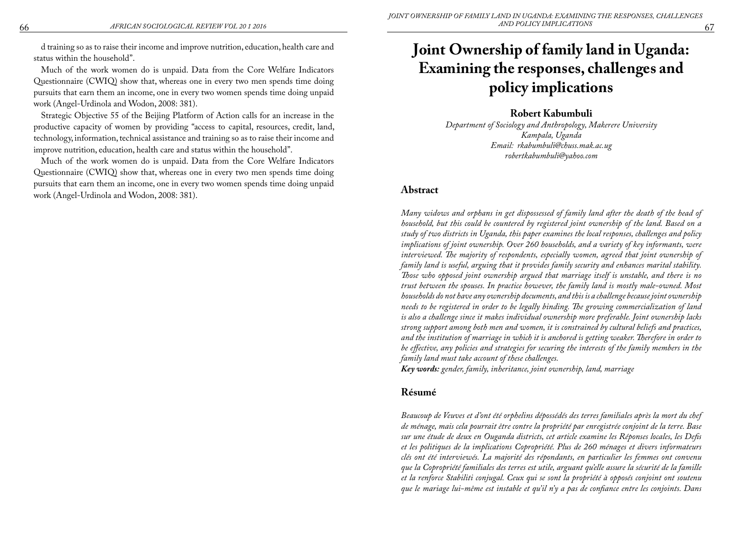d training so as to raise their income and improve nutrition, education, health care and status within the household".

Much of the work women do is unpaid. Data from the Core Welfare Indicators Questionnaire (CWIQ) show that, whereas one in every two men spends time doing pursuits that earn them an income, one in every two women spends time doing unpaid work (Angel-Urdinola and Wodon, 2008: 381).

Strategic Objective 55 of the Beijing Platform of Action calls for an increase in the productive capacity of women by providing "access to capital, resources, credit, land, technology, information, technical assistance and training so as to raise their income and improve nutrition, education, health care and status within the household".

Much of the work women do is unpaid. Data from the Core Welfare Indicators Questionnaire (CWIQ) show that, whereas one in every two men spends time doing pursuits that earn them an income, one in every two women spends time doing unpaid work (Angel-Urdinola and Wodon, 2008: 381).

# Joint Ownership of family land in Uganda: Examining the responses, challenges and policy implications

**Robert Kabumbuli**

*Department of Sociology and Anthropology, Makerere University*
*Kampala, Uganda*
*Email: rkabumbuli@chuss.mak.ac.ug*
*robertkabumbuli@yahoo.com*

## Abstract

*Many widows and orphans in get dispossessed of family land after the death of the head of household, but this could be countered by registered joint ownership of the land. Based on a study of two districts in Uganda, this paper examines the local responses, challenges and policy implications of joint ownership. Over 260 households, and a variety of key informants, were interviewed. The majority of respondents, especially women, agreed that joint ownership of family land is useful, arguing that it provides family security and enhances marital stability. Those who opposed joint ownership argued that marriage itself is unstable, and there is no trust between the spouses. In practice however, the family land is mostly male-owned. Most households do not have any ownership documents, and this is a challenge because joint ownership needs to be registered in order to be legally binding. The growing commercialization of land is also a challenge since it makes individual ownership more preferable. Joint ownership lacks strong support among both men and women, it is constrained by cultural beliefs and practices, and the institution of marriage in which it is anchored is getting weaker. Therefore in order to be effective, any policies and strategies for securing the interests of the family members in the family land must take account of these challenges.*

***Key words:*** *gender, family, inheritance, joint ownership, land, marriage*

## Résumé

*Beaucoup de Veuves et d'ont été orphelins dépossédés des terres familiales après la mort du chef de ménage, mais cela pourrait être contre la propriété par enregistrée conjoint de la terre. Base sur une étude de deux en Ouganda districts, cet article examine les Réponses locales, les Defis et les politiques de la implications Copropriété. Plus de 260 ménages et divers informateurs clés ont été interviewés. La majorité des répondants, en particulier les femmes ont convenu que la Copropriété familiales des terres est utile, arguant qu'elle assure la sécurité de la famille et la renforce Stabiliti conjugal. Ceux qui se sont la propriété à opposés conjoint ont soutenu que le mariage lui-même est instable et qu'il n'y a pas de confiance entre les conjoints. Dans*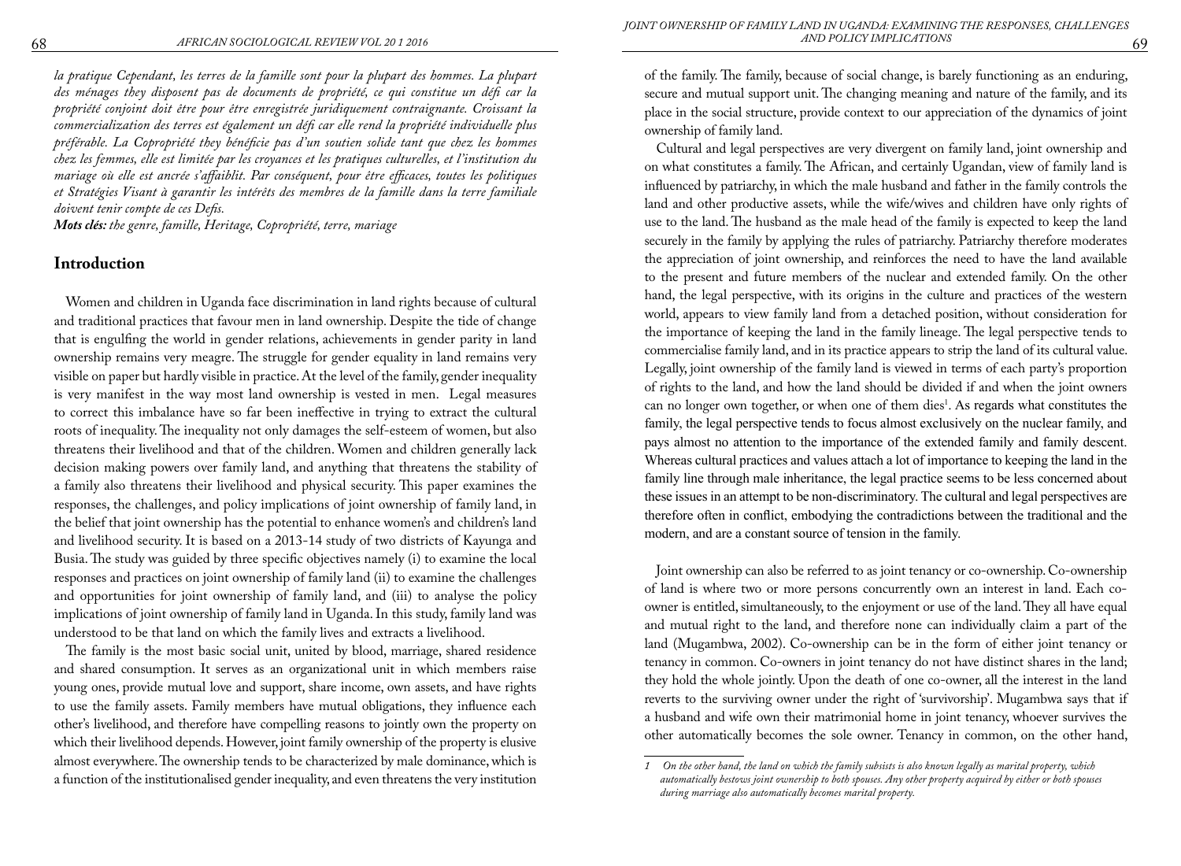*la pratique Cependant, les terres de la famille sont pour la plupart des hommes. La plupart des ménages they disposent pas de documents de propriété, ce qui constitue un défi car la propriété conjoint doit être pour être enregistrée juridiquement contraignante. Croissant la commercialization des terres est également un défi car elle rend la propriété individuelle plus préférable. La Copropriété they bénéficie pas d'un soutien solide tant que chez les hommes chez les femmes, elle est limitée par les croyances et les pratiques culturelles, et l'institution du mariage où elle est ancrée s'affaiblit. Par conséquent, pour être efficaces, toutes les politiques et Stratégies Visant à garantir les intérêts des membres de la famille dans la terre familiale doivent tenir compte de ces Defis.*

***Mots clés:** the genre, famille, Heritage, Copropriété, terre, mariage*

## Introduction

Women and children in Uganda face discrimination in land rights because of cultural and traditional practices that favour men in land ownership. Despite the tide of change that is engulfing the world in gender relations, achievements in gender parity in land ownership remains very meagre. The struggle for gender equality in land remains very visible on paper but hardly visible in practice. At the level of the family, gender inequality is very manifest in the way most land ownership is vested in men. Legal measures to correct this imbalance have so far been ineffective in trying to extract the cultural roots of inequality. The inequality not only damages the self-esteem of women, but also threatens their livelihood and that of the children. Women and children generally lack decision making powers over family land, and anything that threatens the stability of a family also threatens their livelihood and physical security. This paper examines the responses, the challenges, and policy implications of joint ownership of family land, in the belief that joint ownership has the potential to enhance women's and children's land and livelihood security. It is based on a 2013-14 study of two districts of Kayunga and Busia. The study was guided by three specific objectives namely (i) to examine the local responses and practices on joint ownership of family land (ii) to examine the challenges and opportunities for joint ownership of family land, and (iii) to analyse the policy implications of joint ownership of family land in Uganda. In this study, family land was understood to be that land on which the family lives and extracts a livelihood.

The family is the most basic social unit, united by blood, marriage, shared residence and shared consumption. It serves as an organizational unit in which members raise young ones, provide mutual love and support, share income, own assets, and have rights to use the family assets. Family members have mutual obligations, they influence each other's livelihood, and therefore have compelling reasons to jointly own the property on which their livelihood depends. However, joint family ownership of the property is elusive almost everywhere. The ownership tends to be characterized by male dominance, which is a function of the institutionalised gender inequality, and even threatens the very institution of the family. The family, because of social change, is barely functioning as an enduring, secure and mutual support unit. The changing meaning and nature of the family, and its place in the social structure, provide context to our appreciation of the dynamics of joint ownership of family land.

Cultural and legal perspectives are very divergent on family land, joint ownership and on what constitutes a family. The African, and certainly Ugandan, view of family land is influenced by patriarchy, in which the male husband and father in the family controls the land and other productive assets, while the wife/wives and children have only rights of use to the land. The husband as the male head of the family is expected to keep the land securely in the family by applying the rules of patriarchy. Patriarchy therefore moderates the appreciation of joint ownership, and reinforces the need to have the land available to the present and future members of the nuclear and extended family. On the other hand, the legal perspective, with its origins in the culture and practices of the western world, appears to view family land from a detached position, without consideration for the importance of keeping the land in the family lineage. The legal perspective tends to commercialise family land, and in its practice appears to strip the land of its cultural value. Legally, joint ownership of the family land is viewed in terms of each party's proportion of rights to the land, and how the land should be divided if and when the joint owners can no longer own together, or when one of them dies[1]. As regards what constitutes the family, the legal perspective tends to focus almost exclusively on the nuclear family, and pays almost no attention to the importance of the extended family and family descent. Whereas cultural practices and values attach a lot of importance to keeping the land in the family line through male inheritance, the legal practice seems to be less concerned about these issues in an attempt to be non-discriminatory. The cultural and legal perspectives are therefore often in conflict, embodying the contradictions between the traditional and the modern, and are a constant source of tension in the family.

Joint ownership can also be referred to as joint tenancy or co-ownership. Co-ownership of land is where two or more persons concurrently own an interest in land. Each co-owner is entitled, simultaneously, to the enjoyment or use of the land. They all have equal and mutual right to the land, and therefore none can individually claim a part of the land (Mugambwa, 2002). Co-ownership can be in the form of either joint tenancy or tenancy in common. Co-owners in joint tenancy do not have distinct shares in the land; they hold the whole jointly. Upon the death of one co-owner, all the interest in the land reverts to the surviving owner under the right of 'survivorship'. Mugambwa says that if a husband and wife own their matrimonial home in joint tenancy, whoever survives the other automatically becomes the sole owner. Tenancy in common, on the other hand,

*1 On the other hand, the land on which the family subsists is also known legally as marital property, which automatically bestows joint ownership to both spouses. Any other property acquired by either or both spouses during marriage also automatically becomes marital property.*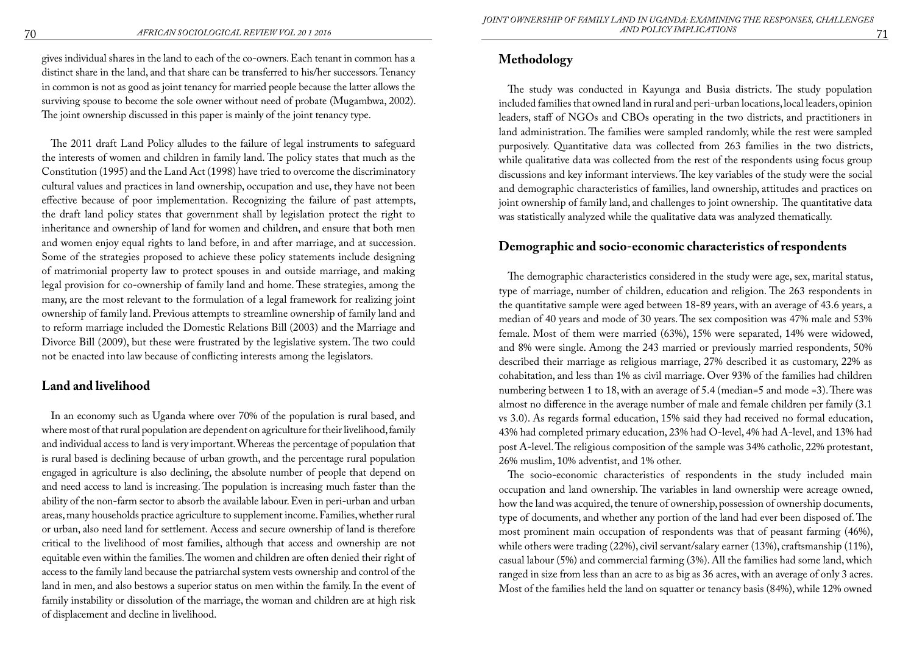gives individual shares in the land to each of the co-owners. Each tenant in common has a distinct share in the land, and that share can be transferred to his/her successors. Tenancy in common is not as good as joint tenancy for married people because the latter allows the surviving spouse to become the sole owner without need of probate (Mugambwa, 2002). The joint ownership discussed in this paper is mainly of the joint tenancy type.

The 2011 draft Land Policy alludes to the failure of legal instruments to safeguard the interests of women and children in family land. The policy states that much as the Constitution (1995) and the Land Act (1998) have tried to overcome the discriminatory cultural values and practices in land ownership, occupation and use, they have not been effective because of poor implementation. Recognizing the failure of past attempts, the draft land policy states that government shall by legislation protect the right to inheritance and ownership of land for women and children, and ensure that both men and women enjoy equal rights to land before, in and after marriage, and at succession. Some of the strategies proposed to achieve these policy statements include designing of matrimonial property law to protect spouses in and outside marriage, and making legal provision for co-ownership of family land and home. These strategies, among the many, are the most relevant to the formulation of a legal framework for realizing joint ownership of family land. Previous attempts to streamline ownership of family land and to reform marriage included the Domestic Relations Bill (2003) and the Marriage and Divorce Bill (2009), but these were frustrated by the legislative system. The two could not be enacted into law because of conflicting interests among the legislators.

## Land and livelihood

In an economy such as Uganda where over 70% of the population is rural based, and where most of that rural population are dependent on agriculture for their livelihood, family and individual access to land is very important. Whereas the percentage of population that is rural based is declining because of urban growth, and the percentage rural population engaged in agriculture is also declining, the absolute number of people that depend on and need access to land is increasing. The population is increasing much faster than the ability of the non-farm sector to absorb the available labour. Even in peri-urban and urban areas, many households practice agriculture to supplement income. Families, whether rural or urban, also need land for settlement. Access and secure ownership of land is therefore critical to the livelihood of most families, although that access and ownership are not equitable even within the families. The women and children are often denied their right of access to the family land because the patriarchal system vests ownership and control of the land in men, and also bestows a superior status on men within the family. In the event of family instability or dissolution of the marriage, the woman and children are at high risk of displacement and decline in livelihood.

## Methodology

The study was conducted in Kayunga and Busia districts. The study population included families that owned land in rural and peri-urban locations, local leaders, opinion leaders, staff of NGOs and CBOs operating in the two districts, and practitioners in land administration. The families were sampled randomly, while the rest were sampled purposively. Quantitative data was collected from 263 families in the two districts, while qualitative data was collected from the rest of the respondents using focus group discussions and key informant interviews. The key variables of the study were the social and demographic characteristics of families, land ownership, attitudes and practices on joint ownership of family land, and challenges to joint ownership. The quantitative data was statistically analyzed while the qualitative data was analyzed thematically.

## Demographic and socio-economic characteristics of respondents

The demographic characteristics considered in the study were age, sex, marital status, type of marriage, number of children, education and religion. The 263 respondents in the quantitative sample were aged between 18-89 years, with an average of 43.6 years, a median of 40 years and mode of 30 years. The sex composition was 47% male and 53% female. Most of them were married (63%), 15% were separated, 14% were widowed, and 8% were single. Among the 243 married or previously married respondents, 50% described their marriage as religious marriage, 27% described it as customary, 22% as cohabitation, and less than 1% as civil marriage. Over 93% of the families had children numbering between 1 to 18, with an average of 5.4 (median=5 and mode =3). There was almost no difference in the average number of male and female children per family (3.1 vs 3.0). As regards formal education, 15% said they had received no formal education, 43% had completed primary education, 23% had O-level, 4% had A-level, and 13% had post A-level. The religious composition of the sample was 34% catholic, 22% protestant, 26% muslim, 10% adventist, and 1% other.

The socio-economic characteristics of respondents in the study included main occupation and land ownership. The variables in land ownership were acreage owned, how the land was acquired, the tenure of ownership, possession of ownership documents, type of documents, and whether any portion of the land had ever been disposed of. The most prominent main occupation of respondents was that of peasant farming (46%), while others were trading (22%), civil servant/salary earner (13%), craftsmanship (11%), casual labour (5%) and commercial farming (3%). All the families had some land, which ranged in size from less than an acre to as big as 36 acres, with an average of only 3 acres. Most of the families held the land on squatter or tenancy basis (84%), while 12% owned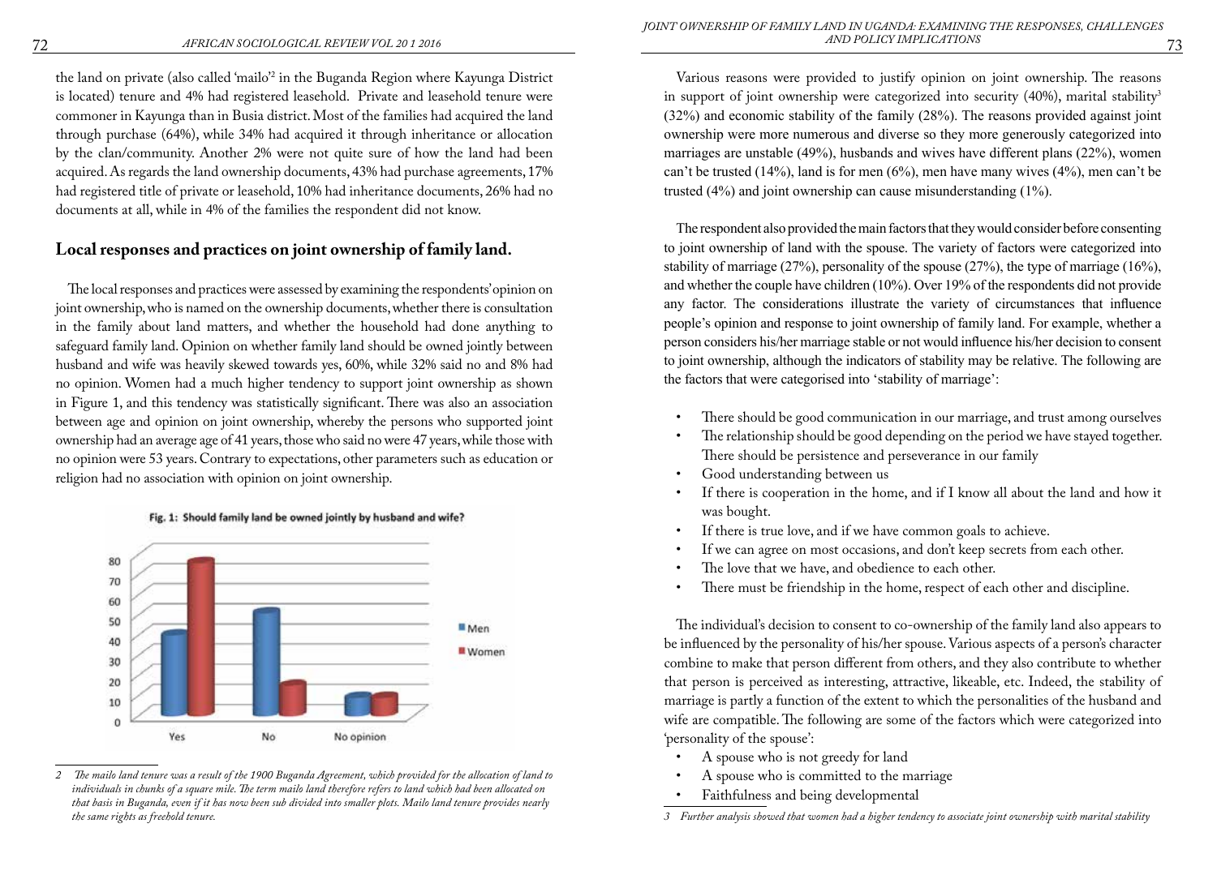the land on private (also called 'mailo'[2] in the Buganda Region where Kayunga District is located) tenure and 4% had registered leasehold. Private and leasehold tenure were commoner in Kayunga than in Busia district. Most of the families had acquired the land through purchase (64%), while 34% had acquired it through inheritance or allocation by the clan/community. Another 2% were not quite sure of how the land had been acquired. As regards the land ownership documents, 43% had purchase agreements, 17% had registered title of private or leasehold, 10% had inheritance documents, 26% had no documents at all, while in 4% of the families the respondent did not know.

## Local responses and practices on joint ownership of family land.

The local responses and practices were assessed by examining the respondents' opinion on joint ownership, who is named on the ownership documents, whether there is consultation in the family about land matters, and whether the household had done anything to safeguard family land. Opinion on whether family land should be owned jointly between husband and wife was heavily skewed towards yes, 60%, while 32% said no and 8% had no opinion. Women had a much higher tendency to support joint ownership as shown in Figure 1, and this tendency was statistically significant. There was also an association between age and opinion on joint ownership, whereby the persons who supported joint ownership had an average age of 41 years, those who said no were 47 years, while those with no opinion were 53 years. Contrary to expectations, other parameters such as education or religion had no association with opinion on joint ownership.

Fig. 1: Should family land be owned jointly by husband and wife?

Various reasons were provided to justify opinion on joint ownership. The reasons in support of joint ownership were categorized into security (40%), marital stability[3] (32%) and economic stability of the family (28%). The reasons provided against joint ownership were more numerous and diverse so they more generously categorized into marriages are unstable (49%), husbands and wives have different plans (22%), women can't be trusted (14%), land is for men (6%), men have many wives (4%), men can't be trusted (4%) and joint ownership can cause misunderstanding (1%).

The respondent also provided the main factors that they would consider before consenting to joint ownership of land with the spouse. The variety of factors were categorized into stability of marriage (27%), personality of the spouse (27%), the type of marriage (16%), and whether the couple have children (10%). Over 19% of the respondents did not provide any factor. The considerations illustrate the variety of circumstances that influence people's opinion and response to joint ownership of family land. For example, whether a person considers his/her marriage stable or not would influence his/her decision to consent to joint ownership, although the indicators of stability may be relative. The following are the factors that were categorised into 'stability of marriage':

- There should be good communication in our marriage, and trust among ourselves
- The relationship should be good depending on the period we have stayed together. There should be persistence and perseverance in our family
- Good understanding between us
- If there is cooperation in the home, and if I know all about the land and how it was bought.
- If there is true love, and if we have common goals to achieve.
- If we can agree on most occasions, and don't keep secrets from each other.
- The love that we have, and obedience to each other.
- There must be friendship in the home, respect of each other and discipline.

The individual's decision to consent to co-ownership of the family land also appears to be influenced by the personality of his/her spouse. Various aspects of a person's character combine to make that person different from others, and they also contribute to whether that person is perceived as interesting, attractive, likeable, etc. Indeed, the stability of marriage is partly a function of the extent to which the personalities of the husband and wife are compatible. The following are some of the factors which were categorized into 'personality of the spouse':

- A spouse who is not greedy for land
- A spouse who is committed to the marriage
- Faithfulness and being developmental

*2 The mailo land tenure was a result of the 1900 Buganda Agreement, which provided for the allocation of land to individuals in chunks of a square mile. The term mailo land therefore refers to land which had been allocated on that basis in Buganda, even if it has now been sub divided into smaller plots. Mailo land tenure provides nearly the same rights as freehold tenure.*

*3 Further analysis showed that women had a higher tendency to associate joint ownership with marital stability*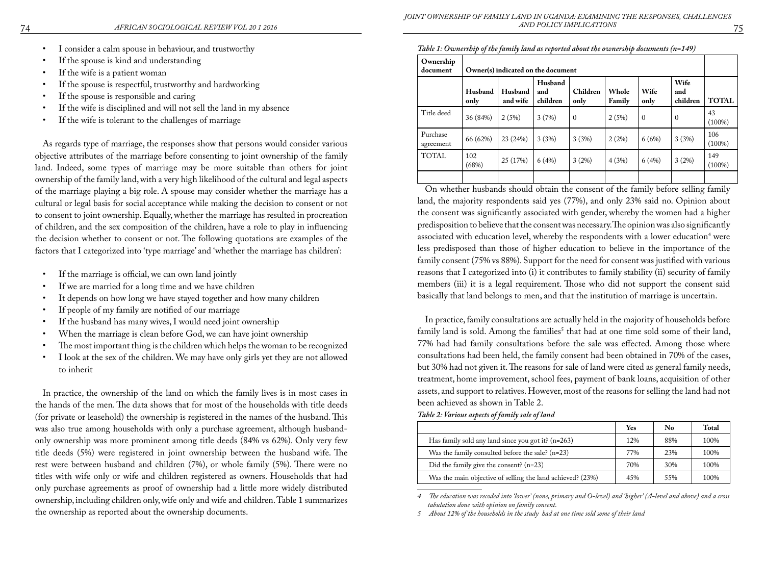- I consider a calm spouse in behaviour, and trustworthy
- If the spouse is kind and understanding
- If the wife is a patient woman
- If the spouse is respectful, trustworthy and hardworking
- If the spouse is responsible and caring
- If the wife is disciplined and will not sell the land in my absence
- If the wife is tolerant to the challenges of marriage

As regards type of marriage, the responses show that persons would consider various objective attributes of the marriage before consenting to joint ownership of the family land. Indeed, some types of marriage may be more suitable than others for joint ownership of the family land, with a very high likelihood of the cultural and legal aspects of the marriage playing a big role. A spouse may consider whether the marriage has a cultural or legal basis for social acceptance while making the decision to consent or not to consent to joint ownership. Equally, whether the marriage has resulted in procreation of children, and the sex composition of the children, have a role to play in influencing the decision whether to consent or not. The following quotations are examples of the factors that I categorized into 'type marriage' and 'whether the marriage has children':

- If the marriage is official, we can own land jointly
- If we are married for a long time and we have children
- It depends on how long we have stayed together and how many children
- If people of my family are notified of our marriage
- If the husband has many wives, I would need joint ownership
- When the marriage is clean before God, we can have joint ownership
- The most important thing is the children which helps the woman to be recognized
- I look at the sex of the children. We may have only girls yet they are not allowed to inherit

In practice, the ownership of the land on which the family lives is in most cases in the hands of the men. The data shows that for most of the households with title deeds (for private or leasehold) the ownership is registered in the names of the husband. This was also true among households with only a purchase agreement, although husband-only ownership was more prominent among title deeds (84% vs 62%). Only very few title deeds (5%) were registered in joint ownership between the husband wife. The rest were between husband and children (7%), or whole family (5%). There were no titles with wife only or wife and children registered as owners. Households that had only purchase agreements as proof of ownership had a little more widely distributed ownership, including children only, wife only and wife and children. Table 1 summarizes the ownership as reported about the ownership documents.

*Table 1: Ownership of the family land as reported about the ownership documents (n=149)*

| Ownership document | Owner(s) indicated on the document | | | | | | | |
|---|---|---|---|---|---|---|---|---|
| | Husband only | Husband and wife | Husband and children | Children only | Whole Family | Wife only | Wife and children | TOTAL |
| Title deed | 36 (84%) | 2 (5%) | 3 (7%) | 0 | 2 (5%) | 0 | 0 | 43 (100%) |
| Purchase agreement | 66 (62%) | 23 (24%) | 3 (3%) | 3 (3%) | 2 (2%) | 6 (6%) | 3 (3%) | 106 (100%) |
| TOTAL | 102 (68%) | 25 (17%) | 6 (4%) | 3 (2%) | 4 (3%) | 6 (4%) | 3 (2%) | 149 (100%) |

On whether husbands should obtain the consent of the family before selling family land, the majority respondents said yes (77%), and only 23% said no. Opinion about the consent was significantly associated with gender, whereby the women had a higher predisposition to believe that the consent was necessary. The opinion was also significantly associated with education level, whereby the respondents with a lower education[4] were less predisposed than those of higher education to believe in the importance of the family consent (75% vs 88%). Support for the need for consent was justified with various reasons that I categorized into (i) it contributes to family stability (ii) security of family members (iii) it is a legal requirement. Those who did not support the consent said basically that land belongs to men, and that the institution of marriage is uncertain.

In practice, family consultations are actually held in the majority of households before family land is sold. Among the families[5] that had at one time sold some of their land, 77% had had family consultations before the sale was effected. Among those where consultations had been held, the family consent had been obtained in 70% of the cases, but 30% had not given it. The reasons for sale of land were cited as general family needs, treatment, home improvement, school fees, payment of bank loans, acquisition of other assets, and support to relatives. However, most of the reasons for selling the land had not been achieved as shown in Table 2.

*Table 2: Various aspects of family sale of land*

| | Yes | No | Total |
|---|---|---|---|
| Has family sold any land since you got it? (n=263) | 12% | 88% | 100% |
| Was the family consulted before the sale? (n=23) | 77% | 23% | 100% |
| Did the family give the consent? (n=23) | 70% | 30% | 100% |
| Was the main objective of selling the land achieved? (23%) | 45% | 55% | 100% |

*4 The education was recoded into 'lower' (none, primary and O-level) and 'higher' (A-level and above) and a cross tabulation done with opinion on family consent.*

*5 About 12% of the households in the study had at one time sold some of their land*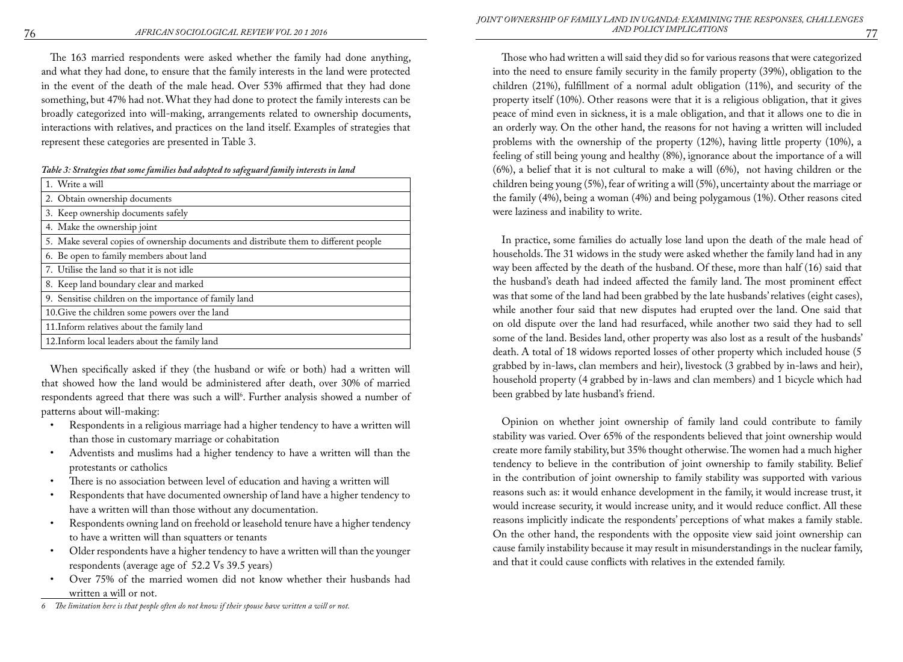The 163 married respondents were asked whether the family had done anything, and what they had done, to ensure that the family interests in the land were protected in the event of the death of the male head. Over 53% affirmed that they had done something, but 47% had not. What they had done to protect the family interests can be broadly categorized into will-making, arrangements related to ownership documents, interactions with relatives, and practices on the land itself. Examples of strategies that represent these categories are presented in Table 3.

*Table 3: Strategies that some families had adopted to safeguard family interests in land*

| |
|---|
| 1. Write a will |
| 2. Obtain ownership documents |
| 3. Keep ownership documents safely |
| 4. Make the ownership joint |
| 5. Make several copies of ownership documents and distribute them to different people |
| 6. Be open to family members about land |
| 7. Utilise the land so that it is not idle |
| 8. Keep land boundary clear and marked |
| 9. Sensitise children on the importance of family land |
| 10.Give the children some powers over the land |
| 11.Inform relatives about the family land |
| 12.Inform local leaders about the family land |

When specifically asked if they (the husband or wife or both) had a written will that showed how the land would be administered after death, over 30% of married respondents agreed that there was such a will[6]. Further analysis showed a number of patterns about will-making:

- Respondents in a religious marriage had a higher tendency to have a written will than those in customary marriage or cohabitation
- Adventists and muslims had a higher tendency to have a written will than the protestants or catholics
- There is no association between level of education and having a written will
- Respondents that have documented ownership of land have a higher tendency to have a written will than those without any documentation.
- Respondents owning land on freehold or leasehold tenure have a higher tendency to have a written will than squatters or tenants
- Older respondents have a higher tendency to have a written will than the younger respondents (average age of 52.2 Vs 39.5 years)
- Over 75% of the married women did not know whether their husbands had written a will or not.

*6 The limitation here is that people often do not know if their spouse have written a will or not.*

Those who had written a will said they did so for various reasons that were categorized into the need to ensure family security in the family property (39%), obligation to the children (21%), fulfillment of a normal adult obligation (11%), and security of the property itself (10%). Other reasons were that it is a religious obligation, that it gives peace of mind even in sickness, it is a male obligation, and that it allows one to die in an orderly way. On the other hand, the reasons for not having a written will included problems with the ownership of the property (12%), having little property (10%), a feeling of still being young and healthy (8%), ignorance about the importance of a will (6%), a belief that it is not cultural to make a will (6%), not having children or the children being young (5%), fear of writing a will (5%), uncertainty about the marriage or the family (4%), being a woman (4%) and being polygamous (1%). Other reasons cited were laziness and inability to write.

In practice, some families do actually lose land upon the death of the male head of households. The 31 widows in the study were asked whether the family land had in any way been affected by the death of the husband. Of these, more than half (16) said that the husband's death had indeed affected the family land. The most prominent effect was that some of the land had been grabbed by the late husbands' relatives (eight cases), while another four said that new disputes had erupted over the land. One said that on old dispute over the land had resurfaced, while another two said they had to sell some of the land. Besides land, other property was also lost as a result of the husbands' death. A total of 18 widows reported losses of other property which included house (5 grabbed by in-laws, clan members and heir), livestock (3 grabbed by in-laws and heir), household property (4 grabbed by in-laws and clan members) and 1 bicycle which had been grabbed by late husband's friend.

Opinion on whether joint ownership of family land could contribute to family stability was varied. Over 65% of the respondents believed that joint ownership would create more family stability, but 35% thought otherwise. The women had a much higher tendency to believe in the contribution of joint ownership to family stability. Belief in the contribution of joint ownership to family stability was supported with various reasons such as: it would enhance development in the family, it would increase trust, it would increase security, it would increase unity, and it would reduce conflict. All these reasons implicitly indicate the respondents' perceptions of what makes a family stable. On the other hand, the respondents with the opposite view said joint ownership can cause family instability because it may result in misunderstandings in the nuclear family, and that it could cause conflicts with relatives in the extended family.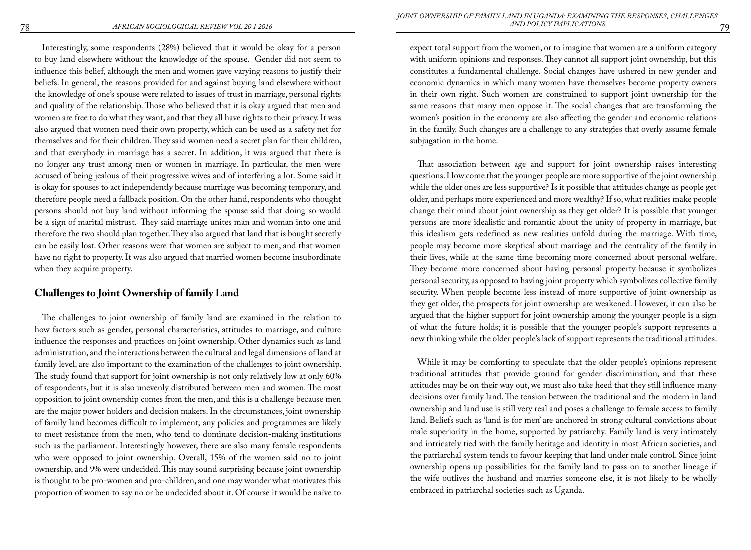Interestingly, some respondents (28%) believed that it would be okay for a person to buy land elsewhere without the knowledge of the spouse. Gender did not seem to influence this belief, although the men and women gave varying reasons to justify their beliefs. In general, the reasons provided for and against buying land elsewhere without the knowledge of one's spouse were related to issues of trust in marriage, personal rights and quality of the relationship. Those who believed that it is okay argued that men and women are free to do what they want, and that they all have rights to their privacy. It was also argued that women need their own property, which can be used as a safety net for themselves and for their children. They said women need a secret plan for their children, and that everybody in marriage has a secret. In addition, it was argued that there is no longer any trust among men or women in marriage. In particular, the men were accused of being jealous of their progressive wives and of interfering a lot. Some said it is okay for spouses to act independently because marriage was becoming temporary, and therefore people need a fallback position. On the other hand, respondents who thought persons should not buy land without informing the spouse said that doing so would be a sign of marital mistrust. They said marriage unites man and woman into one and therefore the two should plan together. They also argued that land that is bought secretly can be easily lost. Other reasons were that women are subject to men, and that women have no right to property. It was also argued that married women become insubordinate when they acquire property.

## Challenges to Joint Ownership of family Land

The challenges to joint ownership of family land are examined in the relation to how factors such as gender, personal characteristics, attitudes to marriage, and culture influence the responses and practices on joint ownership. Other dynamics such as land administration, and the interactions between the cultural and legal dimensions of land at family level, are also important to the examination of the challenges to joint ownership. The study found that support for joint ownership is not only relatively low at only 60% of respondents, but it is also unevenly distributed between men and women. The most opposition to joint ownership comes from the men, and this is a challenge because men are the major power holders and decision makers. In the circumstances, joint ownership of family land becomes difficult to implement; any policies and programmes are likely to meet resistance from the men, who tend to dominate decision-making institutions such as the parliament. Interestingly however, there are also many female respondents who were opposed to joint ownership. Overall, 15% of the women said no to joint ownership, and 9% were undecided. This may sound surprising because joint ownership is thought to be pro-women and pro-children, and one may wonder what motivates this proportion of women to say no or be undecided about it. Of course it would be naïve to expect total support from the women, or to imagine that women are a uniform category with uniform opinions and responses. They cannot all support joint ownership, but this constitutes a fundamental challenge. Social changes have ushered in new gender and economic dynamics in which many women have themselves become property owners in their own right. Such women are constrained to support joint ownership for the same reasons that many men oppose it. The social changes that are transforming the women's position in the economy are also affecting the gender and economic relations in the family. Such changes are a challenge to any strategies that overly assume female subjugation in the home.

That association between age and support for joint ownership raises interesting questions. How come that the younger people are more supportive of the joint ownership while the older ones are less supportive? Is it possible that attitudes change as people get older, and perhaps more experienced and more wealthy? If so, what realities make people change their mind about joint ownership as they get older? It is possible that younger persons are more idealistic and romantic about the unity of property in marriage, but this idealism gets redefined as new realities unfold during the marriage. With time, people may become more skeptical about marriage and the centrality of the family in their lives, while at the same time becoming more concerned about personal welfare. They become more concerned about having personal property because it symbolizes personal security, as opposed to having joint property which symbolizes collective family security. When people become less instead of more supportive of joint ownership as they get older, the prospects for joint ownership are weakened. However, it can also be argued that the higher support for joint ownership among the younger people is a sign of what the future holds; it is possible that the younger people's support represents a new thinking while the older people's lack of support represents the traditional attitudes.

While it may be comforting to speculate that the older people's opinions represent traditional attitudes that provide ground for gender discrimination, and that these attitudes may be on their way out, we must also take heed that they still influence many decisions over family land. The tension between the traditional and the modern in land ownership and land use is still very real and poses a challenge to female access to family land. Beliefs such as 'land is for men' are anchored in strong cultural convictions about male superiority in the home, supported by patriarchy. Family land is very intimately and intricately tied with the family heritage and identity in most African societies, and the patriarchal system tends to favour keeping that land under male control. Since joint ownership opens up possibilities for the family land to pass on to another lineage if the wife outlives the husband and marries someone else, it is not likely to be wholly embraced in patriarchal societies such as Uganda.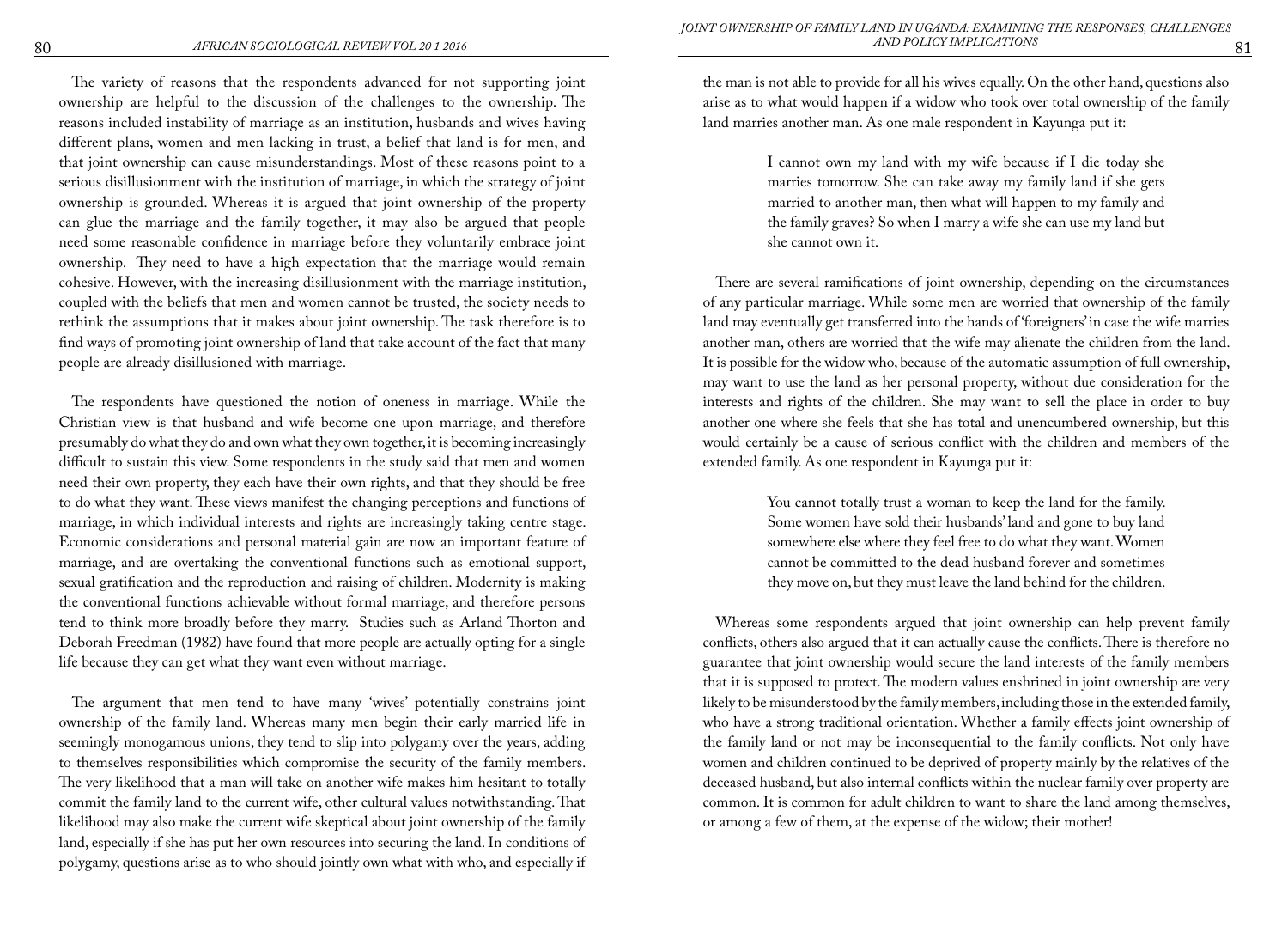The variety of reasons that the respondents advanced for not supporting joint ownership are helpful to the discussion of the challenges to the ownership. The reasons included instability of marriage as an institution, husbands and wives having different plans, women and men lacking in trust, a belief that land is for men, and that joint ownership can cause misunderstandings. Most of these reasons point to a serious disillusionment with the institution of marriage, in which the strategy of joint ownership is grounded. Whereas it is argued that joint ownership of the property can glue the marriage and the family together, it may also be argued that people need some reasonable confidence in marriage before they voluntarily embrace joint ownership. They need to have a high expectation that the marriage would remain cohesive. However, with the increasing disillusionment with the marriage institution, coupled with the beliefs that men and women cannot be trusted, the society needs to rethink the assumptions that it makes about joint ownership. The task therefore is to find ways of promoting joint ownership of land that take account of the fact that many people are already disillusioned with marriage.

The respondents have questioned the notion of oneness in marriage. While the Christian view is that husband and wife become one upon marriage, and therefore presumably do what they do and own what they own together, it is becoming increasingly difficult to sustain this view. Some respondents in the study said that men and women need their own property, they each have their own rights, and that they should be free to do what they want. These views manifest the changing perceptions and functions of marriage, in which individual interests and rights are increasingly taking centre stage. Economic considerations and personal material gain are now an important feature of marriage, and are overtaking the conventional functions such as emotional support, sexual gratification and the reproduction and raising of children. Modernity is making the conventional functions achievable without formal marriage, and therefore persons tend to think more broadly before they marry. Studies such as Arland Thorton and Deborah Freedman (1982) have found that more people are actually opting for a single life because they can get what they want even without marriage.

The argument that men tend to have many 'wives' potentially constrains joint ownership of the family land. Whereas many men begin their early married life in seemingly monogamous unions, they tend to slip into polygamy over the years, adding to themselves responsibilities which compromise the security of the family members. The very likelihood that a man will take on another wife makes him hesitant to totally commit the family land to the current wife, other cultural values notwithstanding. That likelihood may also make the current wife skeptical about joint ownership of the family land, especially if she has put her own resources into securing the land. In conditions of polygamy, questions arise as to who should jointly own what with who, and especially if the man is not able to provide for all his wives equally. On the other hand, questions also arise as to what would happen if a widow who took over total ownership of the family land marries another man. As one male respondent in Kayunga put it:

> I cannot own my land with my wife because if I die today she marries tomorrow. She can take away my family land if she gets married to another man, then what will happen to my family and the family graves? So when I marry a wife she can use my land but she cannot own it.

There are several ramifications of joint ownership, depending on the circumstances of any particular marriage. While some men are worried that ownership of the family land may eventually get transferred into the hands of 'foreigners' in case the wife marries another man, others are worried that the wife may alienate the children from the land. It is possible for the widow who, because of the automatic assumption of full ownership, may want to use the land as her personal property, without due consideration for the interests and rights of the children. She may want to sell the place in order to buy another one where she feels that she has total and unencumbered ownership, but this would certainly be a cause of serious conflict with the children and members of the extended family. As one respondent in Kayunga put it:

> You cannot totally trust a woman to keep the land for the family. Some women have sold their husbands' land and gone to buy land somewhere else where they feel free to do what they want. Women cannot be committed to the dead husband forever and sometimes they move on, but they must leave the land behind for the children.

Whereas some respondents argued that joint ownership can help prevent family conflicts, others also argued that it can actually cause the conflicts. There is therefore no guarantee that joint ownership would secure the land interests of the family members that it is supposed to protect. The modern values enshrined in joint ownership are very likely to be misunderstood by the family members, including those in the extended family, who have a strong traditional orientation. Whether a family effects joint ownership of the family land or not may be inconsequential to the family conflicts. Not only have women and children continued to be deprived of property mainly by the relatives of the deceased husband, but also internal conflicts within the nuclear family over property are common. It is common for adult children to want to share the land among themselves, or among a few of them, at the expense of the widow; their mother!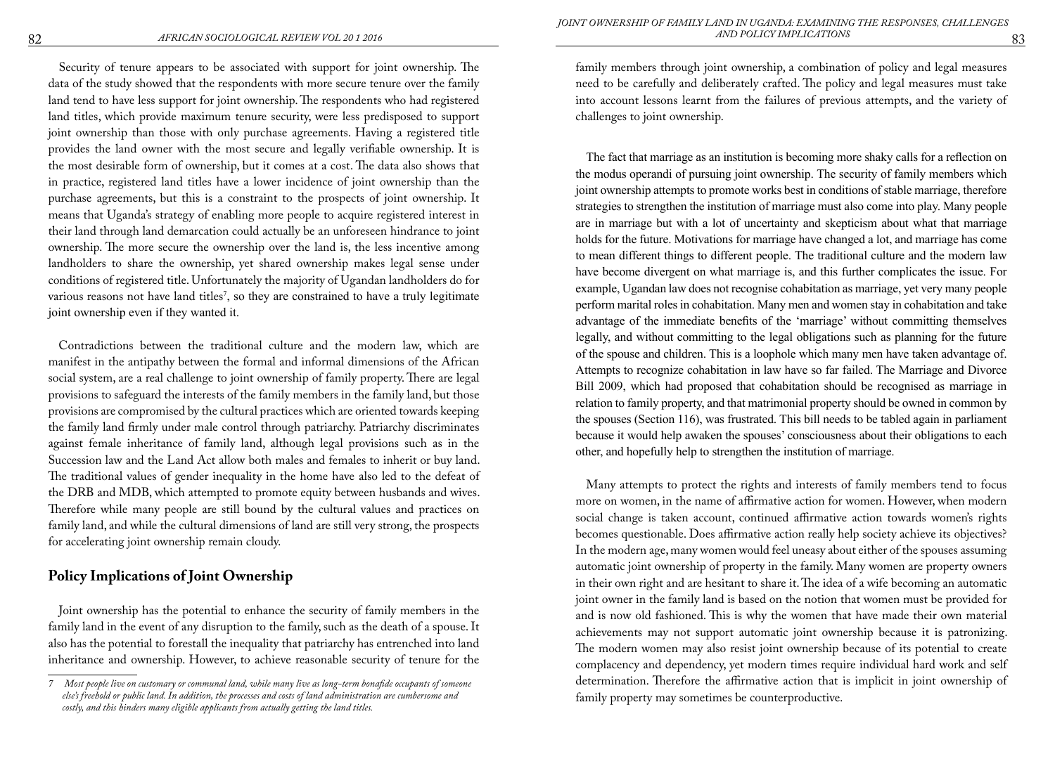Security of tenure appears to be associated with support for joint ownership. The data of the study showed that the respondents with more secure tenure over the family land tend to have less support for joint ownership. The respondents who had registered land titles, which provide maximum tenure security, were less predisposed to support joint ownership than those with only purchase agreements. Having a registered title provides the land owner with the most secure and legally verifiable ownership. It is the most desirable form of ownership, but it comes at a cost. The data also shows that in practice, registered land titles have a lower incidence of joint ownership than the purchase agreements, but this is a constraint to the prospects of joint ownership. It means that Uganda's strategy of enabling more people to acquire registered interest in their land through land demarcation could actually be an unforeseen hindrance to joint ownership. The more secure the ownership over the land is, the less incentive among landholders to share the ownership, yet shared ownership makes legal sense under conditions of registered title. Unfortunately the majority of Ugandan landholders do for various reasons not have land titles[7], so they are constrained to have a truly legitimate joint ownership even if they wanted it.

Contradictions between the traditional culture and the modern law, which are manifest in the antipathy between the formal and informal dimensions of the African social system, are a real challenge to joint ownership of family property. There are legal provisions to safeguard the interests of the family members in the family land, but those provisions are compromised by the cultural practices which are oriented towards keeping the family land firmly under male control through patriarchy. Patriarchy discriminates against female inheritance of family land, although legal provisions such as in the Succession law and the Land Act allow both males and females to inherit or buy land. The traditional values of gender inequality in the home have also led to the defeat of the DRB and MDB, which attempted to promote equity between husbands and wives. Therefore while many people are still bound by the cultural values and practices on family land, and while the cultural dimensions of land are still very strong, the prospects for accelerating joint ownership remain cloudy.

## Policy Implications of Joint Ownership

Joint ownership has the potential to enhance the security of family members in the family land in the event of any disruption to the family, such as the death of a spouse. It also has the potential to forestall the inequality that patriarchy has entrenched into land inheritance and ownership. However, to achieve reasonable security of tenure for the family members through joint ownership, a combination of policy and legal measures need to be carefully and deliberately crafted. The policy and legal measures must take into account lessons learnt from the failures of previous attempts, and the variety of challenges to joint ownership.

The fact that marriage as an institution is becoming more shaky calls for a reflection on the modus operandi of pursuing joint ownership. The security of family members which joint ownership attempts to promote works best in conditions of stable marriage, therefore strategies to strengthen the institution of marriage must also come into play. Many people are in marriage but with a lot of uncertainty and skepticism about what that marriage holds for the future. Motivations for marriage have changed a lot, and marriage has come to mean different things to different people. The traditional culture and the modern law have become divergent on what marriage is, and this further complicates the issue. For example, Ugandan law does not recognise cohabitation as marriage, yet very many people perform marital roles in cohabitation. Many men and women stay in cohabitation and take advantage of the immediate benefits of the 'marriage' without committing themselves legally, and without committing to the legal obligations such as planning for the future of the spouse and children. This is a loophole which many men have taken advantage of. Attempts to recognize cohabitation in law have so far failed. The Marriage and Divorce Bill 2009, which had proposed that cohabitation should be recognised as marriage in relation to family property, and that matrimonial property should be owned in common by the spouses (Section 116), was frustrated. This bill needs to be tabled again in parliament because it would help awaken the spouses' consciousness about their obligations to each other, and hopefully help to strengthen the institution of marriage.

Many attempts to protect the rights and interests of family members tend to focus more on women, in the name of affirmative action for women. However, when modern social change is taken account, continued affirmative action towards women's rights becomes questionable. Does affirmative action really help society achieve its objectives? In the modern age, many women would feel uneasy about either of the spouses assuming automatic joint ownership of property in the family. Many women are property owners in their own right and are hesitant to share it. The idea of a wife becoming an automatic joint owner in the family land is based on the notion that women must be provided for and is now old fashioned. This is why the women that have made their own material achievements may not support automatic joint ownership because it is patronizing. The modern women may also resist joint ownership because of its potential to create complacency and dependency, yet modern times require individual hard work and self determination. Therefore the affirmative action that is implicit in joint ownership of family property may sometimes be counterproductive.

---

*7 Most people live on customary or communal land, while many live as long-term bonafide occupants of someone else's freehold or public land. In addition, the processes and costs of land administration are cumbersome and costly, and this hinders many eligible applicants from actually getting the land titles.*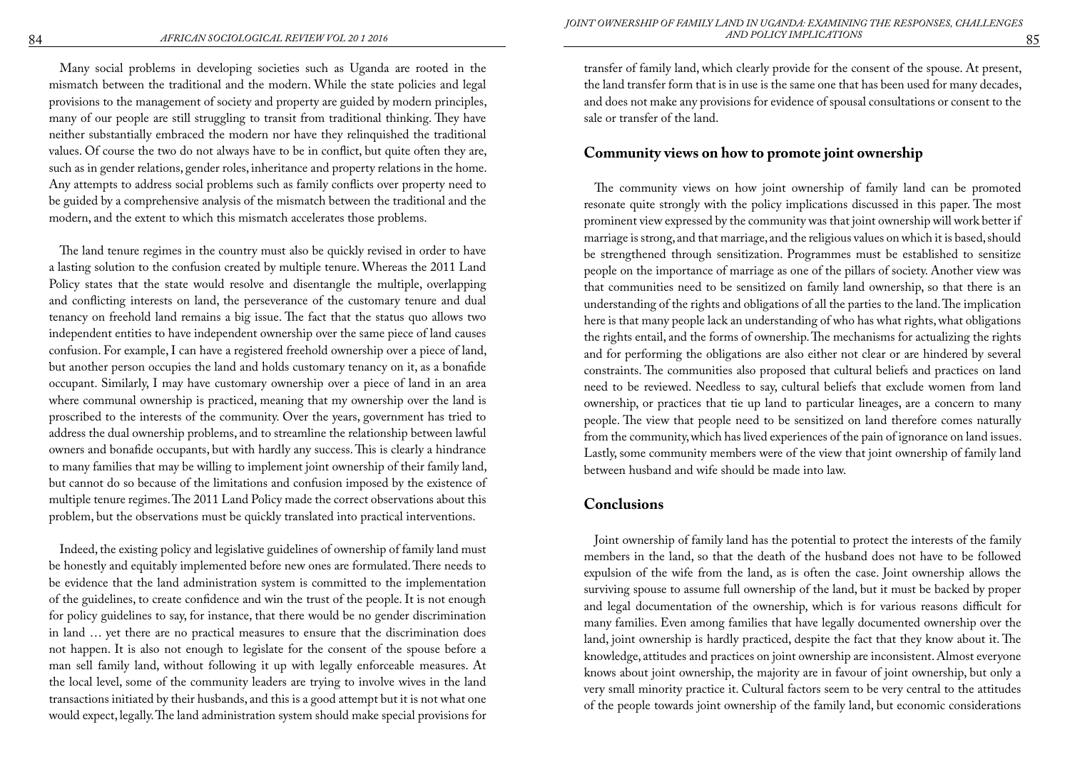Many social problems in developing societies such as Uganda are rooted in the mismatch between the traditional and the modern. While the state policies and legal provisions to the management of society and property are guided by modern principles, many of our people are still struggling to transit from traditional thinking. They have neither substantially embraced the modern nor have they relinquished the traditional values. Of course the two do not always have to be in conflict, but quite often they are, such as in gender relations, gender roles, inheritance and property relations in the home. Any attempts to address social problems such as family conflicts over property need to be guided by a comprehensive analysis of the mismatch between the traditional and the modern, and the extent to which this mismatch accelerates those problems.

The land tenure regimes in the country must also be quickly revised in order to have a lasting solution to the confusion created by multiple tenure. Whereas the 2011 Land Policy states that the state would resolve and disentangle the multiple, overlapping and conflicting interests on land, the perseverance of the customary tenure and dual tenancy on freehold land remains a big issue. The fact that the status quo allows two independent entities to have independent ownership over the same piece of land causes confusion. For example, I can have a registered freehold ownership over a piece of land, but another person occupies the land and holds customary tenancy on it, as a bonafide occupant. Similarly, I may have customary ownership over a piece of land in an area where communal ownership is practiced, meaning that my ownership over the land is proscribed to the interests of the community. Over the years, government has tried to address the dual ownership problems, and to streamline the relationship between lawful owners and bonafide occupants, but with hardly any success. This is clearly a hindrance to many families that may be willing to implement joint ownership of their family land, but cannot do so because of the limitations and confusion imposed by the existence of multiple tenure regimes. The 2011 Land Policy made the correct observations about this problem, but the observations must be quickly translated into practical interventions.

Indeed, the existing policy and legislative guidelines of ownership of family land must be honestly and equitably implemented before new ones are formulated. There needs to be evidence that the land administration system is committed to the implementation of the guidelines, to create confidence and win the trust of the people. It is not enough for policy guidelines to say, for instance, that there would be no gender discrimination in land … yet there are no practical measures to ensure that the discrimination does not happen. It is also not enough to legislate for the consent of the spouse before a man sell family land, without following it up with legally enforceable measures. At the local level, some of the community leaders are trying to involve wives in the land transactions initiated by their husbands, and this is a good attempt but it is not what one would expect, legally. The land administration system should make special provisions for transfer of family land, which clearly provide for the consent of the spouse. At present, the land transfer form that is in use is the same one that has been used for many decades, and does not make any provisions for evidence of spousal consultations or consent to the sale or transfer of the land.

## Community views on how to promote joint ownership

The community views on how joint ownership of family land can be promoted resonate quite strongly with the policy implications discussed in this paper. The most prominent view expressed by the community was that joint ownership will work better if marriage is strong, and that marriage, and the religious values on which it is based, should be strengthened through sensitization. Programmes must be established to sensitize people on the importance of marriage as one of the pillars of society. Another view was that communities need to be sensitized on family land ownership, so that there is an understanding of the rights and obligations of all the parties to the land. The implication here is that many people lack an understanding of who has what rights, what obligations the rights entail, and the forms of ownership. The mechanisms for actualizing the rights and for performing the obligations are also either not clear or are hindered by several constraints. The communities also proposed that cultural beliefs and practices on land need to be reviewed. Needless to say, cultural beliefs that exclude women from land ownership, or practices that tie up land to particular lineages, are a concern to many people. The view that people need to be sensitized on land therefore comes naturally from the community, which has lived experiences of the pain of ignorance on land issues. Lastly, some community members were of the view that joint ownership of family land between husband and wife should be made into law.

## Conclusions

Joint ownership of family land has the potential to protect the interests of the family members in the land, so that the death of the husband does not have to be followed expulsion of the wife from the land, as is often the case. Joint ownership allows the surviving spouse to assume full ownership of the land, but it must be backed by proper and legal documentation of the ownership, which is for various reasons difficult for many families. Even among families that have legally documented ownership over the land, joint ownership is hardly practiced, despite the fact that they know about it. The knowledge, attitudes and practices on joint ownership are inconsistent. Almost everyone knows about joint ownership, the majority are in favour of joint ownership, but only a very small minority practice it. Cultural factors seem to be very central to the attitudes of the people towards joint ownership of the family land, but economic considerations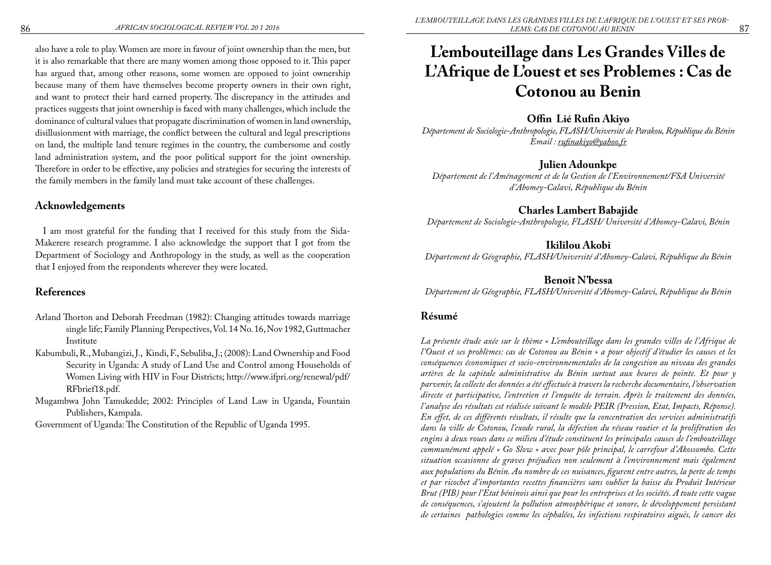also have a role to play. Women are more in favour of joint ownership than the men, but it is also remarkable that there are many women among those opposed to it. This paper has argued that, among other reasons, some women are opposed to joint ownership because many of them have themselves become property owners in their own right, and want to protect their hard earned property. The discrepancy in the attitudes and practices suggests that joint ownership is faced with many challenges, which include the dominance of cultural values that propagate discrimination of women in land ownership, disillusionment with marriage, the conflict between the cultural and legal prescriptions on land, the multiple land tenure regimes in the country, the cumbersome and costly land administration system, and the poor political support for the joint ownership. Therefore in order to be effective, any policies and strategies for securing the interests of the family members in the family land must take account of these challenges.

## Acknowledgements

I am most grateful for the funding that I received for this study from the Sida-Makerere research programme. I also acknowledge the support that I got from the Department of Sociology and Anthropology in the study, as well as the cooperation that I enjoyed from the respondents wherever they were located.

## References

Arland Thorton and Deborah Freedman (1982): Changing attitudes towards marriage single life; Family Planning Perspectives, Vol. 14 No. 16, Nov 1982, Guttmacher Institute

Kabumbuli, R., Mubangizi, J., Kindi, F., Sebuliba, J.; (2008): Land Ownership and Food Security in Uganda: A study of Land Use and Control among Households of Women Living with HIV in Four Districts; http://www.ifpri.org/renewal/pdf/RFbrief18.pdf.

Mugambwa John Tamukedde; 2002: Principles of Land Law in Uganda, Fountain Publishers, Kampala.

Government of Uganda: The Constitution of the Republic of Uganda 1995.

# L'embouteillage dans Les Grandes Villes de L'Afrique de L'ouest et ses Problemes : Cas de Cotonou au Benin

**Offin Lié Rufin Akiyo**

*Département de Sociologie-Anthropologie, FLASH/Université de Parakou, République du Bénin*
*Email : rufinakiyo@yahoo.fr*

**Julien Adounkpe**

*Département de l'Aménagement et de la Gestion de l'Environnement/FSA Université d'Abomey-Calavi, République du Bénin*

**Charles Lambert Babajide**

*Département de Sociologie-Anthropologie, FLASH/ Université d'Abomey-Calavi, Bénin*

**Ikililou Akobi**

*Département de Géographie, FLASH/Université d'Abomey-Calavi, République du Bénin*

**Benoît N'bessa**

*Département de Géographie, FLASH/Université d'Abomey-Calavi, République du Bénin*

## Résumé

*La présente étude axée sur le thème « L'embouteillage dans les grandes villes de l'Afrique de l'Ouest et ses problèmes: cas de Cotonou au Bénin » a pour objectif d'étudier les causes et les conséquences économiques et socio-environnementales de la congestion au niveau des grandes artères de la capitale administrative du Bénin surtout aux heures de pointe. Et pour y parvenir, la collecte des données a été effectuée à travers la recherche documentaire, l'observation directe et participative, l'entretien et l'enquête de terrain. Après le traitement des données, l'analyse des résultats est réalisée suivant le modèle PEIR (Pression, Etat, Impacts, Réponse). En effet, de ces différents résultats, il résulte que la concentration des services administratifs dans la ville de Cotonou, l'exode rural, la défection du réseau routier et la prolifération des engins à deux roues dans ce milieu d'étude constituent les principales causes de l'embouteillage communément appelé « Go Slow » avec pour pôle principal, le carrefour d'Akossombo. Cette situation occasionne de graves préjudices non seulement à l'environnement mais également aux populations du Bénin. Au nombre de ces nuisances, figurent entre autres, la perte de temps et par ricochet d'importantes recettes financières sans oublier la baisse du Produit Intérieur Brut (PIB) pour l'Etat béninois ainsi que pour les entreprises et les sociétés. A toute cette vague de conséquences, s'ajoutent la pollution atmosphérique et sonore, le développement persistant de certaines pathologies comme les céphalées, les infections respiratoires aiguës, le cancer des*